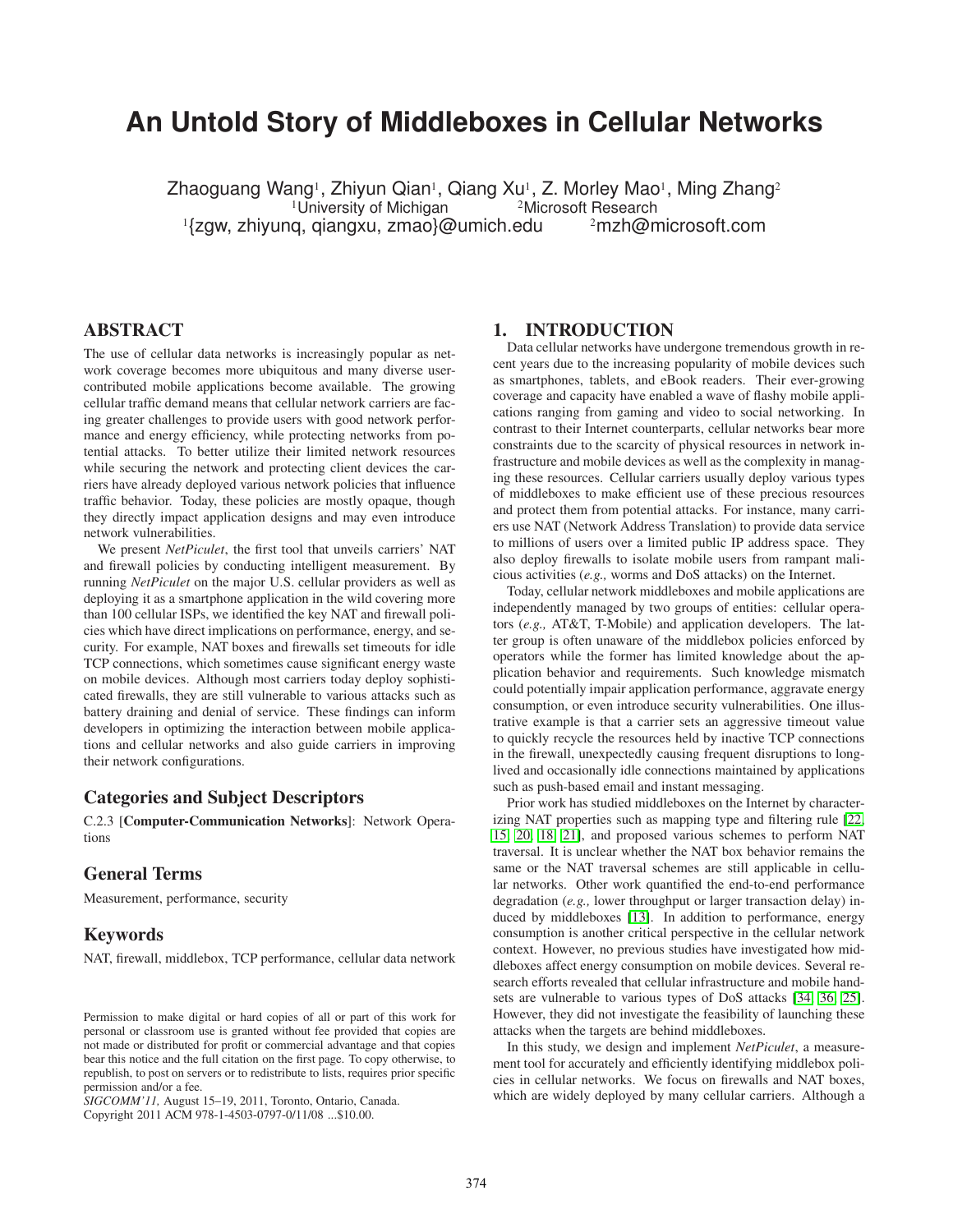# An Untold Story of Middleboxes in Cellular Networks

Zhaoguang Wang[1], Zhiyun Qian[1], Qiang Xu[1], Z. Morley Mao[1], Ming Zhang[2]
[1]University of Michigan [2]Microsoft Research
[1]{zgw, zhiyunq, qiangxu, zmao}@umich.edu [2]mzh@microsoft.com

## ABSTRACT

The use of cellular data networks is increasingly popular as network coverage becomes more ubiquitous and many diverse user-contributed mobile applications become available. The growing cellular traffic demand means that cellular network carriers are facing greater challenges to provide users with good network performance and energy efficiency, while protecting networks from potential attacks. To better utilize their limited network resources while securing the network and protecting client devices the carriers have already deployed various network policies that influence traffic behavior. Today, these policies are mostly opaque, though they directly impact application designs and may even introduce network vulnerabilities.

We present *NetPiculet*, the first tool that unveils carriers' NAT and firewall policies by conducting intelligent measurement. By running *NetPiculet* on the major U.S. cellular providers as well as deploying it as a smartphone application in the wild covering more than 100 cellular ISPs, we identified the key NAT and firewall policies which have direct implications on performance, energy, and security. For example, NAT boxes and firewalls set timeouts for idle TCP connections, which sometimes cause significant energy waste on mobile devices. Although most carriers today deploy sophisticated firewalls, they are still vulnerable to various attacks such as battery draining and denial of service. These findings can inform developers in optimizing the interaction between mobile applications and cellular networks and also guide carriers in improving their network configurations.

### Categories and Subject Descriptors

C.2.3 [**Computer-Communication Networks**]: Network Operations

### General Terms

Measurement, performance, security

### Keywords

NAT, firewall, middlebox, TCP performance, cellular data network

Permission to make digital or hard copies of all or part of this work for personal or classroom use is granted without fee provided that copies are not made or distributed for profit or commercial advantage and that copies bear this notice and the full citation on the first page. To copy otherwise, to republish, to post on servers or to redistribute to lists, requires prior specific permission and/or a fee.
*SIGCOMM'11,* August 15–19, 2011, Toronto, Ontario, Canada.
Copyright 2011 ACM 978-1-4503-0797-0/11/08 ...$10.00.

## 1. INTRODUCTION

Data cellular networks have undergone tremendous growth in recent years due to the increasing popularity of mobile devices such as smartphones, tablets, and eBook readers. Their ever-growing coverage and capacity have enabled a wave of flashy mobile applications ranging from gaming and video to social networking. In contrast to their Internet counterparts, cellular networks bear more constraints due to the scarcity of physical resources in network infrastructure and mobile devices as well as the complexity in managing these resources. Cellular carriers usually deploy various types of middleboxes to make efficient use of these precious resources and protect them from potential attacks. For instance, many carriers use NAT (Network Address Translation) to provide data service to millions of users over a limited public IP address space. They also deploy firewalls to isolate mobile users from rampant malicious activities (*e.g.,* worms and DoS attacks) on the Internet.

Today, cellular network middleboxes and mobile applications are independently managed by two groups of entities: cellular operators (*e.g.,* AT&T, T-Mobile) and application developers. The latter group is often unaware of the middlebox policies enforced by operators while the former has limited knowledge about the application behavior and requirements. Such knowledge mismatch could potentially impair application performance, aggravate energy consumption, or even introduce security vulnerabilities. One illustrative example is that a carrier sets an aggressive timeout value to quickly recycle the resources held by inactive TCP connections in the firewall, unexpectedly causing frequent disruptions to long-lived and occasionally idle connections maintained by applications such as push-based email and instant messaging.

Prior work has studied middleboxes on the Internet by characterizing NAT properties such as mapping type and filtering rule [22, 15, 20, 18, 21], and proposed various schemes to perform NAT traversal. It is unclear whether the NAT box behavior remains the same or the NAT traversal schemes are still applicable in cellular networks. Other work quantified the end-to-end performance degradation (*e.g.,* lower throughput or larger transaction delay) induced by middleboxes [13]. In addition to performance, energy consumption is another critical perspective in the cellular network context. However, no previous studies have investigated how middleboxes affect energy consumption on mobile devices. Several research efforts revealed that cellular infrastructure and mobile handsets are vulnerable to various types of DoS attacks [34, 36, 25]. However, they did not investigate the feasibility of launching these attacks when the targets are behind middleboxes.

In this study, we design and implement *NetPiculet*, a measurement tool for accurately and efficiently identifying middlebox policies in cellular networks. We focus on firewalls and NAT boxes, which are widely deployed by many cellular carriers. Although a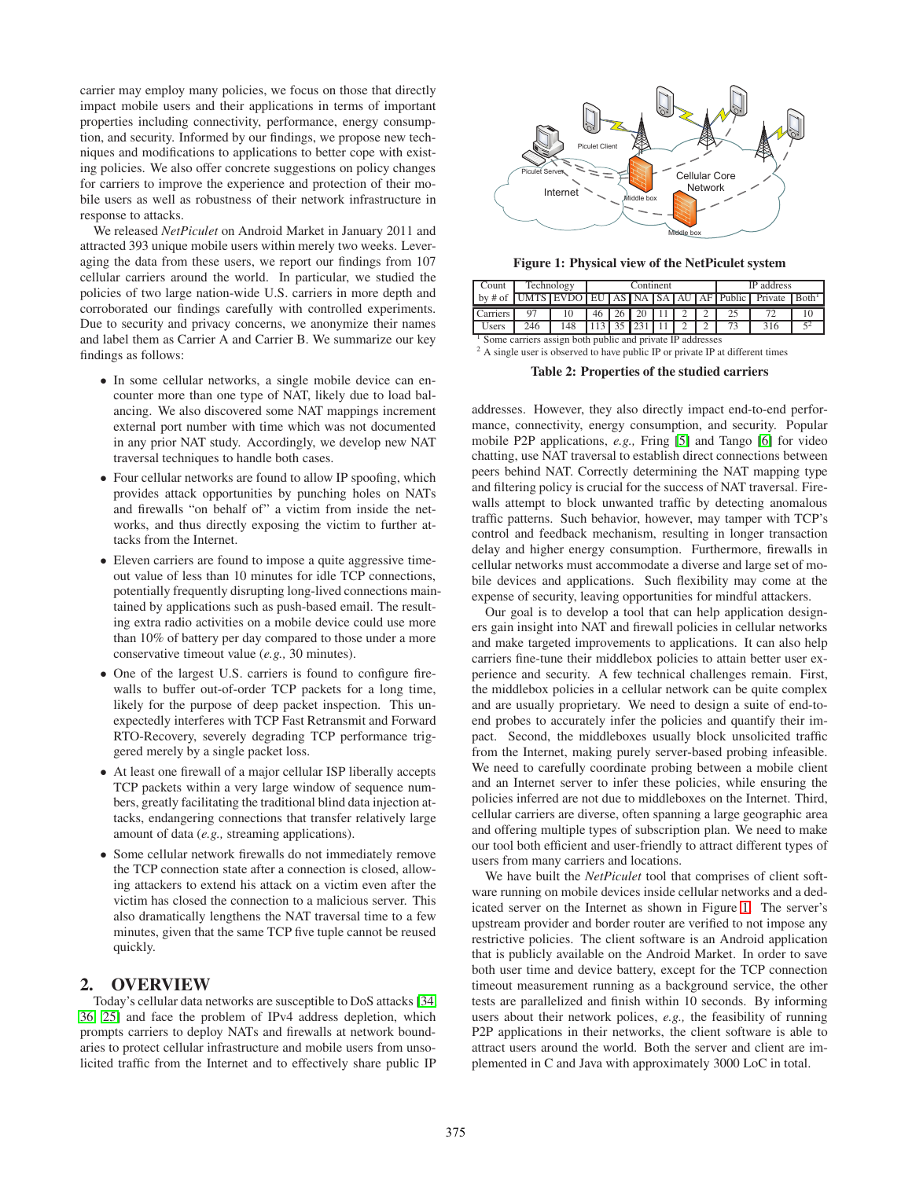carrier may employ many policies, we focus on those that directly impact mobile users and their applications in terms of important properties including connectivity, performance, energy consumption, and security. Informed by our findings, we propose new techniques and modifications to applications to better cope with existing policies. We also offer concrete suggestions on policy changes for carriers to improve the experience and protection of their mobile users as well as robustness of their network infrastructure in response to attacks.

We released *NetPiculet* on Android Market in January 2011 and attracted 393 unique mobile users within merely two weeks. Leveraging the data from these users, we report our findings from 107 cellular carriers around the world. In particular, we studied the policies of two large nation-wide U.S. carriers in more depth and corroborated our findings carefully with controlled experiments. Due to security and privacy concerns, we anonymize their names and label them as Carrier A and Carrier B. We summarize our key findings as follows:

- In some cellular networks, a single mobile device can encounter more than one type of NAT, likely due to load balancing. We also discovered some NAT mappings increment external port number with time which was not documented in any prior NAT study. Accordingly, we develop new NAT traversal techniques to handle both cases.
- Four cellular networks are found to allow IP spoofing, which provides attack opportunities by punching holes on NATs and firewalls "on behalf of" a victim from inside the networks, and thus directly exposing the victim to further attacks from the Internet.
- Eleven carriers are found to impose a quite aggressive timeout value of less than 10 minutes for idle TCP connections, potentially frequently disrupting long-lived connections maintained by applications such as push-based email. The resulting extra radio activities on a mobile device could use more than 10% of battery per day compared to those under a more conservative timeout value (*e.g.,* 30 minutes).
- One of the largest U.S. carriers is found to configure firewalls to buffer out-of-order TCP packets for a long time, likely for the purpose of deep packet inspection. This unexpectedly interferes with TCP Fast Retransmit and Forward RTO-Recovery, severely degrading TCP performance triggered merely by a single packet loss.
- At least one firewall of a major cellular ISP liberally accepts TCP packets within a very large window of sequence numbers, greatly facilitating the traditional blind data injection attacks, endangering connections that transfer relatively large amount of data (*e.g.,* streaming applications).
- Some cellular network firewalls do not immediately remove the TCP connection state after a connection is closed, allowing attackers to extend his attack on a victim even after the victim has closed the connection to a malicious server. This also dramatically lengthens the NAT traversal time to a few minutes, given that the same TCP five tuple cannot be reused quickly.

## 2. OVERVIEW

Today's cellular data networks are susceptible to DoS attacks [34, 36, 25] and face the problem of IPv4 address depletion, which prompts carriers to deploy NATs and firewalls at network boundaries to protect cellular infrastructure and mobile users from unsolicited traffic from the Internet and to effectively share public IP addresses. However, they also directly impact end-to-end performance, connectivity, energy consumption, and security. Popular mobile P2P applications, *e.g.,* Fring [5] and Tango [6] for video chatting, use NAT traversal to establish direct connections between peers behind NAT. Correctly determining the NAT mapping type and filtering policy is crucial for the success of NAT traversal. Firewalls attempt to block unwanted traffic by detecting anomalous traffic patterns. Such behavior, however, may tamper with TCP's control and feedback mechanism, resulting in longer transaction delay and higher energy consumption. Furthermore, firewalls in cellular networks must accommodate a diverse and large set of mobile devices and applications. Such flexibility may come at the expense of security, leaving opportunities for mindful attackers.

Our goal is to develop a tool that can help application designers gain insight into NAT and firewall policies in cellular networks and make targeted improvements to applications. It can also help carriers fine-tune their middlebox policies to attain better user experience and security. A few technical challenges remain. First, the middlebox policies in a cellular network can be quite complex and are usually proprietary. We need to design a suite of end-to-end probes to accurately infer the policies and quantify their impact. Second, the middleboxes usually block unsolicited traffic from the Internet, making purely server-based probing infeasible. We need to carefully coordinate probing between a mobile client and an Internet server to infer these policies, while ensuring the policies inferred are not due to middleboxes on the Internet. Third, cellular carriers are diverse, often spanning a large geographic area and offering multiple types of subscription plan. We need to make our tool both efficient and user-friendly to attract different types of users from many carriers and locations.

We have built the *NetPiculet* tool that comprises of client software running on mobile devices inside cellular networks and a dedicated server on the Internet as shown in Figure 1. The server's upstream provider and border router are verified to not impose any restrictive policies. The client software is an Android application that is publicly available on the Android Market. In order to save both user time and device battery, except for the TCP connection timeout measurement running as a background service, the other tests are parallelized and finish within 10 seconds. By informing users about their network polices, *e.g.,* the feasibility of running P2P applications in their networks, the client software is able to attract users around the world. Both the server and client are implemented in C and Java with approximately 3000 LoC in total.

Piculet Client
Piculet Server
Internet
Cellular Core Network
Middle box
Middle box

**Figure 1: Physical view of the NetPiculet system**

| Count by # of | Technology | | Continent | | | | | | IP address | | |
|---|---|---|---|---|---|---|---|---|---|---|---|
| | UMTS | EVDO | EU | AS | NA | SA | AU | AF | Public | Private | Both[1] |
| Carriers | 97 | 10 | 46 | 26 | 20 | 11 | 2 | 2 | 25 | 72 | 10 |
| Users | 246 | 148 | 113 | 35 | 231 | 11 | 2 | 2 | 73 | 316 | 5[2] |

[1] Some carriers assign both public and private IP addresses
[2] A single user is observed to have public IP or private IP at different times

**Table 2: Properties of the studied carriers**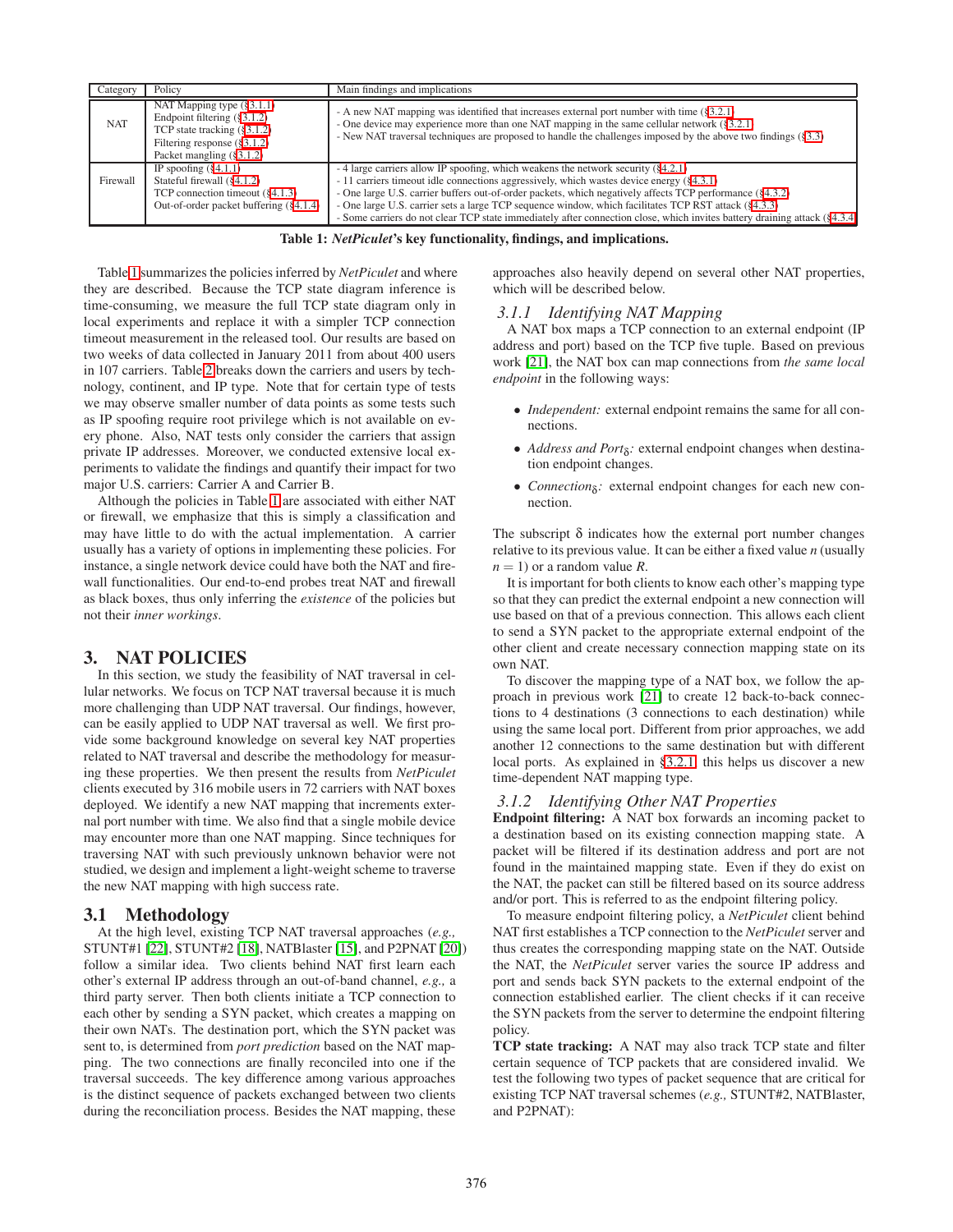| Category | Policy | Main findings and implications |
|---|---|---|
| NAT | NAT Mapping type (§3.1.1)<br>Endpoint filtering (§3.1.2)<br>TCP state tracking (§3.1.2)<br>Filtering response (§3.1.2)<br>Packet mangling (§3.1.2) | - A new NAT mapping was identified that increases external port number with time (§3.2.1)<br>- One device may experience more than one NAT mapping in the same cellular network (§3.2.1)<br>- New NAT traversal techniques are proposed to handle the challenges imposed by the above two findings (§3.3) |
| Firewall | IP spoofing (§4.1.1)<br>Stateful firewall (§4.1.2)<br>TCP connection timeout (§4.1.3)<br>Out-of-order packet buffering (§4.1.4) | - 4 large carriers allow IP spoofing, which weakens the network security (§4.2.1)<br>- 11 carriers timeout idle connections aggressively, which wastes device energy (§4.3.1)<br>- One large U.S. carrier buffers out-of-order packets, which negatively affects TCP performance (§4.3.2)<br>- One large U.S. carrier sets a large TCP sequence window, which facilitates TCP RST attack (§4.3.3)<br>- Some carriers do not clear TCP state immediately after connection close, which invites battery draining attack (§4.3.4) |

**Table 1: *NetPiculet*'s key functionality, findings, and implications.**

Table 1 summarizes the policies inferred by *NetPiculet* and where they are described. Because the TCP state diagram inference is time-consuming, we measure the full TCP state diagram only in local experiments and replace it with a simpler TCP connection timeout measurement in the released tool. Our results are based on two weeks of data collected in January 2011 from about 400 users in 107 carriers. Table 2 breaks down the carriers and users by technology, continent, and IP type. Note that for certain type of tests we may observe smaller number of data points as some tests such as IP spoofing require root privilege which is not available on every phone. Also, NAT tests only consider the carriers that assign private IP addresses. Moreover, we conducted extensive local experiments to validate the findings and quantify their impact for two major U.S. carriers: Carrier A and Carrier B.

Although the policies in Table 1 are associated with either NAT or firewall, we emphasize that this is simply a classification and may have little to do with the actual implementation. A carrier usually has a variety of options in implementing these policies. For instance, a single network device could have both the NAT and firewall functionalities. Our end-to-end probes treat NAT and firewall as black boxes, thus only inferring the *existence* of the policies but not their *inner workings*.

# 3. NAT POLICIES

In this section, we study the feasibility of NAT traversal in cellular networks. We focus on TCP NAT traversal because it is much more challenging than UDP NAT traversal. Our findings, however, can be easily applied to UDP NAT traversal as well. We first provide some background knowledge on several key NAT properties related to NAT traversal and describe the methodology for measuring these properties. We then present the results from *NetPiculet* clients executed by 316 mobile users in 72 carriers with NAT boxes deployed. We identify a new NAT mapping that increments external port number with time. We also find that a single mobile device may encounter more than one NAT mapping. Since techniques for traversing NAT with such previously unknown behavior were not studied, we design and implement a light-weight scheme to traverse the new NAT mapping with high success rate.

## 3.1 Methodology

At the high level, existing TCP NAT traversal approaches (*e.g.,* STUNT#1 [22], STUNT#2 [18], NATBlaster [15], and P2PNAT [20]) follow a similar idea. Two clients behind NAT first learn each other's external IP address through an out-of-band channel, *e.g.,* a third party server. Then both clients initiate a TCP connection to each other by sending a SYN packet, which creates a mapping on their own NATs. The destination port, which the SYN packet was sent to, is determined from *port prediction* based on the NAT mapping. The two connections are finally reconciled into one if the traversal succeeds. The key difference among various approaches is the distinct sequence of packets exchanged between two clients during the reconciliation process. Besides the NAT mapping, these approaches also heavily depend on several other NAT properties, which will be described below.

### 3.1.1 Identifying NAT Mapping

A NAT box maps a TCP connection to an external endpoint (IP address and port) based on the TCP five tuple. Based on previous work [21], the NAT box can map connections from *the same local endpoint* in the following ways:

- *Independent:* external endpoint remains the same for all connections.
- *Address and Port$_\delta$:* external endpoint changes when destination endpoint changes.
- *Connection$_\delta$:* external endpoint changes for each new connection.

The subscript $\delta$ indicates how the external port number changes relative to its previous value. It can be either a fixed value $n$ (usually $n = 1$) or a random value $R$.

It is important for both clients to know each other's mapping type so that they can predict the external endpoint a new connection will use based on that of a previous connection. This allows each client to send a SYN packet to the appropriate external endpoint of the other client and create necessary connection mapping state on its own NAT.

To discover the mapping type of a NAT box, we follow the approach in previous work [21] to create 12 back-to-back connections to 4 destinations (3 connections to each destination) while using the same local port. Different from prior approaches, we add another 12 connections to the same destination but with different local ports. As explained in §3.2.1, this helps us discover a new time-dependent NAT mapping type.

### 3.1.2 Identifying Other NAT Properties

**Endpoint filtering:** A NAT box forwards an incoming packet to a destination based on its existing connection mapping state. A packet will be filtered if its destination address and port are not found in the maintained mapping state. Even if they do exist on the NAT, the packet can still be filtered based on its source address and/or port. This is referred to as the endpoint filtering policy.

To measure endpoint filtering policy, a *NetPiculet* client behind NAT first establishes a TCP connection to the *NetPiculet* server and thus creates the corresponding mapping state on the NAT. Outside the NAT, the *NetPiculet* server varies the source IP address and port and sends back SYN packets to the external endpoint of the connection established earlier. The client checks if it can receive the SYN packets from the server to determine the endpoint filtering policy.

**TCP state tracking:** A NAT may also track TCP state and filter certain sequence of TCP packets that are considered invalid. We test the following two types of packet sequence that are critical for existing TCP NAT traversal schemes (*e.g.,* STUNT#2, NATBlaster, and P2PNAT):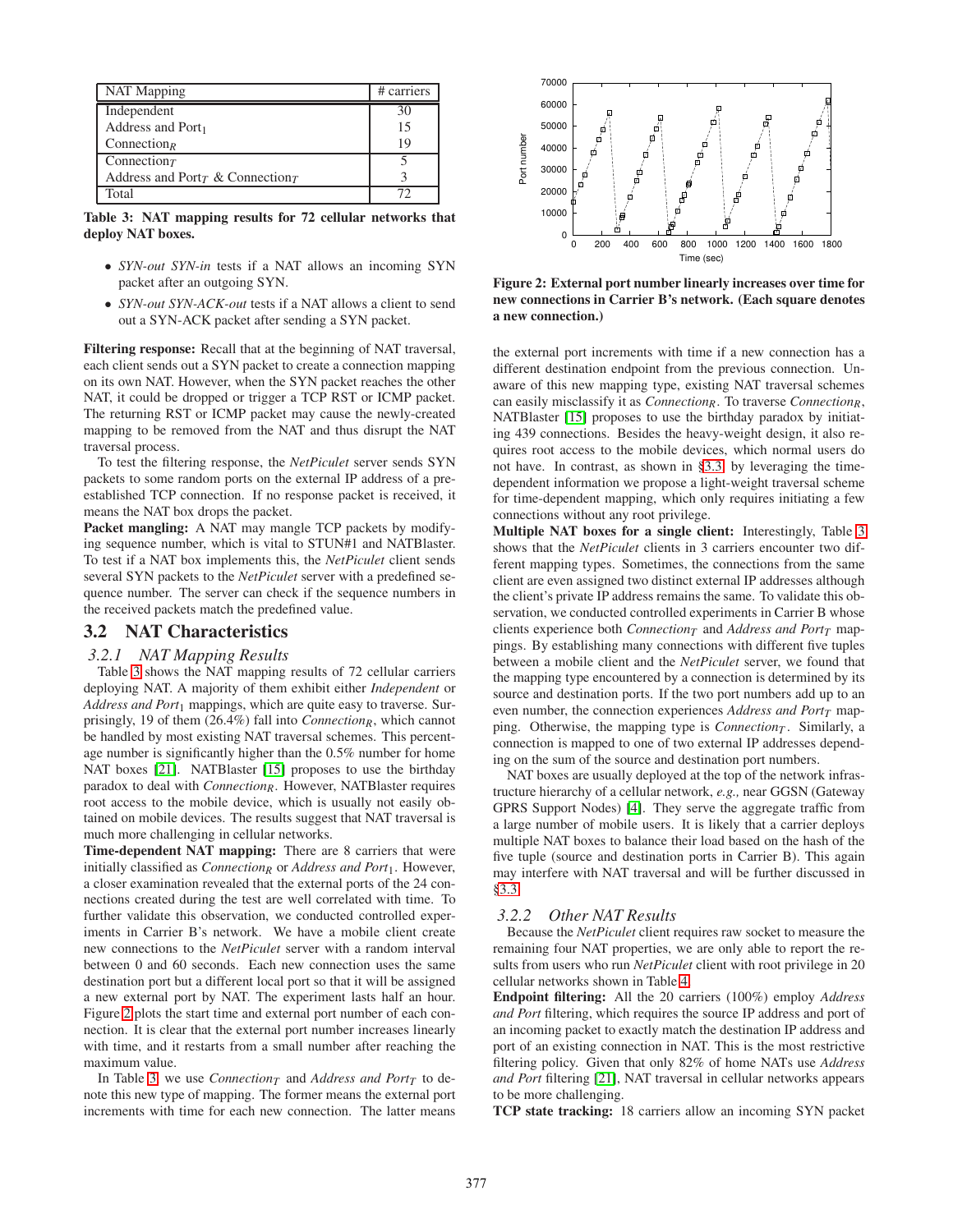| NAT Mapping | # carriers |
| --- | --- |
| Independent | 30 |
| Address and $\text{Port}_1$ | 15 |
| $\text{Connection}_R$ | 19 |
| $\text{Connection}_T$ | 5 |
| Address and $\text{Port}_T$ & $\text{Connection}_T$ | 3 |
| Total | 72 |

**Table 3: NAT mapping results for 72 cellular networks that deploy NAT boxes.**

- *SYN-out SYN-in* tests if a NAT allows an incoming SYN packet after an outgoing SYN.
- *SYN-out SYN-ACK-out* tests if a NAT allows a client to send out a SYN-ACK packet after sending a SYN packet.

**Filtering response:** Recall that at the beginning of NAT traversal, each client sends out a SYN packet to create a connection mapping on its own NAT. However, when the SYN packet reaches the other NAT, it could be dropped or trigger a TCP RST or ICMP packet. The returning RST or ICMP packet may cause the newly-created mapping to be removed from the NAT and thus disrupt the NAT traversal process.

To test the filtering response, the *NetPiculet* server sends SYN packets to some random ports on the external IP address of a pre-established TCP connection. If no response packet is received, it means the NAT box drops the packet.

**Packet mangling:** A NAT may mangle TCP packets by modifying sequence number, which is vital to STUN#1 and NATBlaster. To test if a NAT box implements this, the *NetPiculet* client sends several SYN packets to the *NetPiculet* server with a predefined sequence number. The server can check if the sequence numbers in the received packets match the predefined value.

## 3.2 NAT Characteristics

### 3.2.1 NAT Mapping Results

Table 3 shows the NAT mapping results of 72 cellular carriers deploying NAT. A majority of them exhibit either *Independent* or *Address and Port*$_1$ mappings, which are quite easy to traverse. Surprisingly, 19 of them (26.4%) fall into *Connection*$_R$, which cannot be handled by most existing NAT traversal schemes. This percentage number is significantly higher than the 0.5% number for home NAT boxes [21]. NATBlaster [15] proposes to use the birthday paradox to deal with *Connection*$_R$. However, NATBlaster requires root access to the mobile device, which is usually not easily obtained on mobile devices. The results suggest that NAT traversal is much more challenging in cellular networks.

**Time-dependent NAT mapping:** There are 8 carriers that were initially classified as *Connection*$_R$ or *Address and Port*$_1$. However, a closer examination revealed that the external ports of the 24 connections created during the test are well correlated with time. To further validate this observation, we conducted controlled experiments in Carrier B's network. We have a mobile client create new connections to the *NetPiculet* server with a random interval between 0 and 60 seconds. Each new connection uses the same destination port but a different local port so that it will be assigned a new external port by NAT. The experiment lasts half an hour. Figure 2 plots the start time and external port number of each connection. It is clear that the external port number increases linearly with time, and it restarts from a small number after reaching the maximum value.

In Table 3, we use *Connection*$_T$ and *Address and Port*$_T$ to denote this new type of mapping. The former means the external port increments with time for each new connection. The latter means the external port increments with time if a new connection has a different destination endpoint from the previous connection. Unaware of this new mapping type, existing NAT traversal schemes can easily misclassify it as *Connection*$_R$. To traverse *Connection*$_R$, NATBlaster [15] proposes to use the birthday paradox by initiating 439 connections. Besides the heavy-weight design, it also requires root access to the mobile devices, which normal users do not have. In contrast, as shown in §3.3, by leveraging the time-dependent information we propose a light-weight traversal scheme for time-dependent mapping, which only requires initiating a few connections without any root privilege.

**Figure 2: External port number linearly increases over time for new connections in Carrier B's network. (Each square denotes a new connection.)**

**Multiple NAT boxes for a single client:** Interestingly, Table 3 shows that the *NetPiculet* clients in 3 carriers encounter two different mapping types. Sometimes, the connections from the same client are even assigned two distinct external IP addresses although the client's private IP address remains the same. To validate this observation, we conducted controlled experiments in Carrier B whose clients experience both *Connection*$_T$ and *Address and Port*$_T$ mappings. By establishing many connections with different five tuples between a mobile client and the *NetPiculet* server, we found that the mapping type encountered by a connection is determined by its source and destination ports. If the two port numbers add up to an even number, the connection experiences *Address and Port*$_T$ mapping. Otherwise, the mapping type is *Connection*$_T$. Similarly, a connection is mapped to one of two external IP addresses depending on the sum of the source and destination port numbers.

NAT boxes are usually deployed at the top of the network infrastructure hierarchy of a cellular network, *e.g.,* near GGSN (Gateway GPRS Support Nodes) [4]. They serve the aggregate traffic from a large number of mobile users. It is likely that a carrier deploys multiple NAT boxes to balance their load based on the hash of the five tuple (source and destination ports in Carrier B). This again may interfere with NAT traversal and will be further discussed in §3.3.

### 3.2.2 Other NAT Results

Because the *NetPiculet* client requires raw socket to measure the remaining four NAT properties, we are only able to report the results from users who run *NetPiculet* client with root privilege in 20 cellular networks shown in Table 4.

**Endpoint filtering:** All the 20 carriers (100%) employ *Address and Port* filtering, which requires the source IP address and port of an incoming packet to exactly match the destination IP address and port of an existing connection in NAT. This is the most restrictive filtering policy. Given that only 82% of home NATs use *Address and Port* filtering [21], NAT traversal in cellular networks appears to be more challenging.

**TCP state tracking:** 18 carriers allow an incoming SYN packet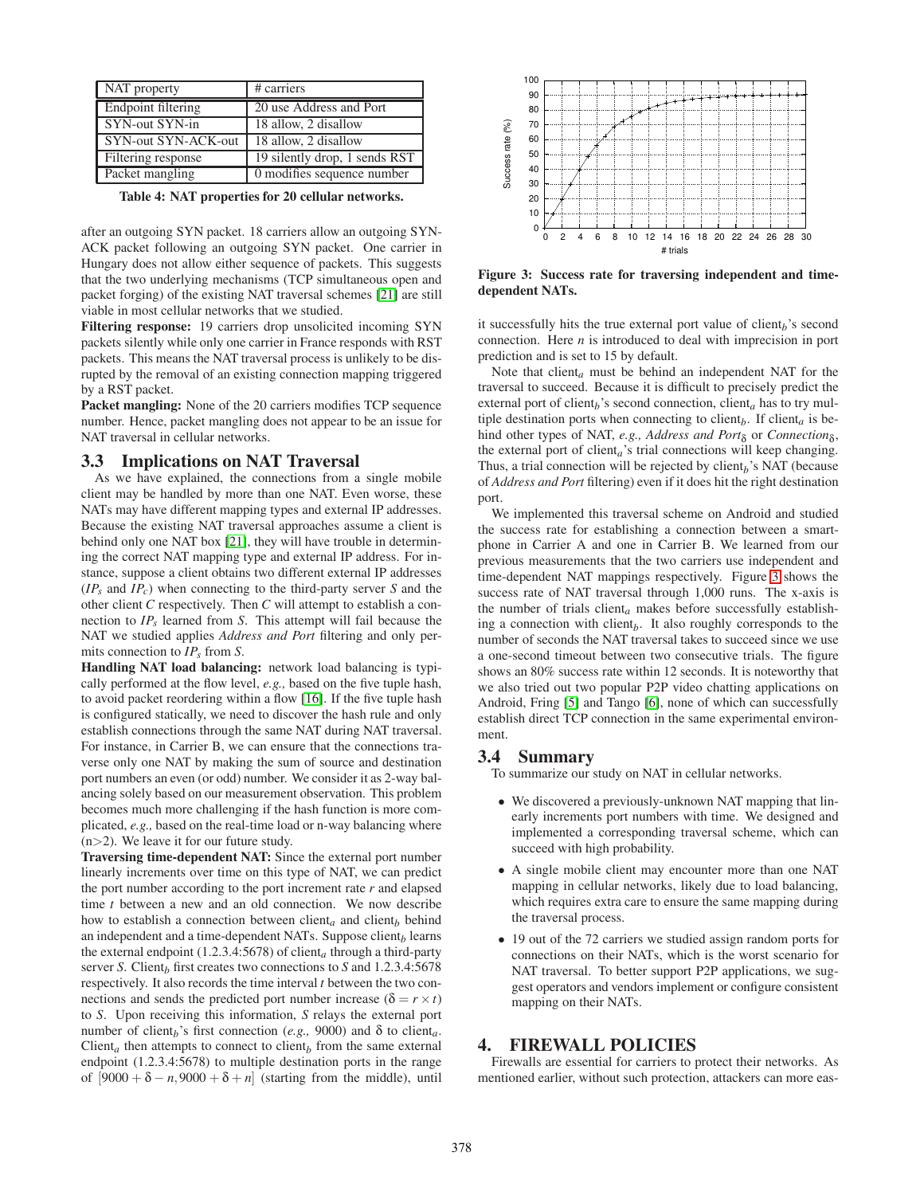| NAT property | # carriers |
|---|---|
| Endpoint filtering | 20 use Address and Port |
| SYN-out SYN-in | 18 allow, 2 disallow |
| SYN-out SYN-ACK-out | 18 allow, 2 disallow |
| Filtering response | 19 silently drop, 1 sends RST |
| Packet mangling | 0 modifies sequence number |

**Table 4: NAT properties for 20 cellular networks.**

after an outgoing SYN packet. 18 carriers allow an outgoing SYN-ACK packet following an outgoing SYN packet. One carrier in Hungary does not allow either sequence of packets. This suggests that the two underlying mechanisms (TCP simultaneous open and packet forging) of the existing NAT traversal schemes [21] are still viable in most cellular networks that we studied.

**Filtering response:** 19 carriers drop unsolicited incoming SYN packets silently while only one carrier in France responds with RST packets. This means the NAT traversal process is unlikely to be disrupted by the removal of an existing connection mapping triggered by a RST packet.

**Packet mangling:** None of the 20 carriers modifies TCP sequence number. Hence, packet mangling does not appear to be an issue for NAT traversal in cellular networks.

### 3.3 Implications on NAT Traversal

As we have explained, the connections from a single mobile client may be handled by more than one NAT. Even worse, these NATs may have different mapping types and external IP addresses. Because the existing NAT traversal approaches assume a client is behind only one NAT box [21], they will have trouble in determining the correct NAT mapping type and external IP address. For instance, suppose a client obtains two different external IP addresses ($IP_s$ and $IP_c$) when connecting to the third-party server $S$ and the other client $C$ respectively. Then $C$ will attempt to establish a connection to $IP_s$ learned from $S$. This attempt will fail because the NAT we studied applies *Address and Port* filtering and only permits connection to $IP_s$ from $S$.

**Handling NAT load balancing:** network load balancing is typically performed at the flow level, *e.g.,* based on the five tuple hash, to avoid packet reordering within a flow [16]. If the five tuple hash is configured statically, we need to discover the hash rule and only establish connections through the same NAT during NAT traversal. For instance, in Carrier B, we can ensure that the connections traverse only one NAT by making the sum of source and destination port numbers an even (or odd) number. We consider it as 2-way balancing solely based on our measurement observation. This problem becomes much more challenging if the hash function is more complicated, *e.g.,* based on the real-time load or n-way balancing where (n>2). We leave it for our future study.

**Traversing time-dependent NAT:** Since the external port number linearly increments over time on this type of NAT, we can predict the port number according to the port increment rate $r$ and elapsed time $t$ between a new and an old connection. We now describe how to establish a connection between client$_a$ and client$_b$ behind an independent and a time-dependent NATs. Suppose client$_b$ learns the external endpoint (1.2.3.4:5678) of client$_a$ through a third-party server $S$. Client$_b$ first creates two connections to $S$ and 1.2.3.4:5678 respectively. It also records the time interval $t$ between the two connections and sends the predicted port number increase ($\delta = r \times t$) to $S$. Upon receiving this information, $S$ relays the external port number of client$_b$'s first connection (*e.g.,* 9000) and $\delta$ to client$_a$. Client$_a$ then attempts to connect to client$_b$ from the same external endpoint (1.2.3.4:5678) to multiple destination ports in the range of $[9000 + \delta - n, 9000 + \delta + n]$ (starting from the middle), until it successfully hits the true external port value of client$_b$'s second connection. Here $n$ is introduced to deal with imprecision in port prediction and is set to 15 by default.

**Figure 3: Success rate for traversing independent and time-dependent NATs.**

Note that client$_a$ must be behind an independent NAT for the traversal to succeed. Because it is difficult to precisely predict the external port of client$_b$'s second connection, client$_a$ has to try multiple destination ports when connecting to client$_b$. If client$_a$ is behind other types of NAT, *e.g., Address and Port*$_\delta$ or *Connection*$_\delta$, the external port of client$_a$'s trial connections will keep changing. Thus, a trial connection will be rejected by client$_b$'s NAT (because of *Address and Port* filtering) even if it does hit the right destination port.

We implemented this traversal scheme on Android and studied the success rate for establishing a connection between a smartphone in Carrier A and one in Carrier B. We learned from our previous measurements that the two carriers use independent and time-dependent NAT mappings respectively. Figure 3 shows the success rate of NAT traversal through 1,000 runs. The x-axis is the number of trials client$_a$ makes before successfully establishing a connection with client$_b$. It also roughly corresponds to the number of seconds the NAT traversal takes to succeed since we use a one-second timeout between two consecutive trials. The figure shows an 80% success rate within 12 seconds. It is noteworthy that we also tried out two popular P2P video chatting applications on Android, Fring [5] and Tango [6], none of which can successfully establish direct TCP connection in the same experimental environment.

### 3.4 Summary

To summarize our study on NAT in cellular networks.

- We discovered a previously-unknown NAT mapping that linearly increments port numbers with time. We designed and implemented a corresponding traversal scheme, which can succeed with high probability.
- A single mobile client may encounter more than one NAT mapping in cellular networks, likely due to load balancing, which requires extra care to ensure the same mapping during the traversal process.
- 19 out of the 72 carriers we studied assign random ports for connections on their NATs, which is the worst scenario for NAT traversal. To better support P2P applications, we suggest operators and vendors implement or configure consistent mapping on their NATs.

## 4. FIREWALL POLICIES

Firewalls are essential for carriers to protect their networks. As mentioned earlier, without such protection, attackers can more eas-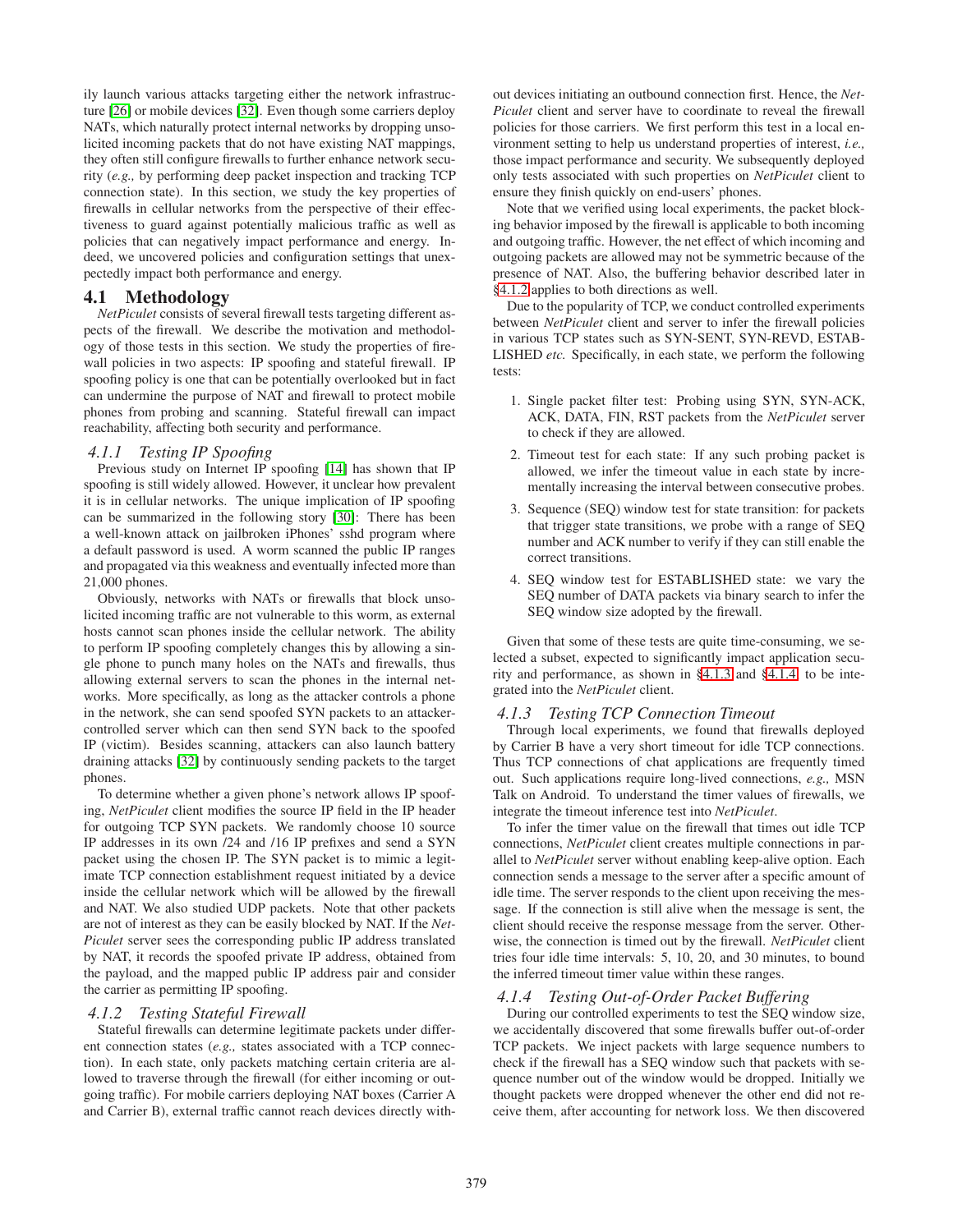ily launch various attacks targeting either the network infrastructure [26] or mobile devices [32]. Even though some carriers deploy NATs, which naturally protect internal networks by dropping unsolicited incoming packets that do not have existing NAT mappings, they often still configure firewalls to further enhance network security (*e.g.,* by performing deep packet inspection and tracking TCP connection state). In this section, we study the key properties of firewalls in cellular networks from the perspective of their effectiveness to guard against potentially malicious traffic as well as policies that can negatively impact performance and energy. Indeed, we uncovered policies and configuration settings that unexpectedly impact both performance and energy.

## 4.1 Methodology

*NetPiculet* consists of several firewall tests targeting different aspects of the firewall. We describe the motivation and methodology of those tests in this section. We study the properties of firewall policies in two aspects: IP spoofing and stateful firewall. IP spoofing policy is one that can be potentially overlooked but in fact can undermine the purpose of NAT and firewall to protect mobile phones from probing and scanning. Stateful firewall can impact reachability, affecting both security and performance.

### *4.1.1 Testing IP Spoofing*

Previous study on Internet IP spoofing [14] has shown that IP spoofing is still widely allowed. However, it unclear how prevalent it is in cellular networks. The unique implication of IP spoofing can be summarized in the following story [30]: There has been a well-known attack on jailbroken iPhones' sshd program where a default password is used. A worm scanned the public IP ranges and propagated via this weakness and eventually infected more than 21,000 phones.

Obviously, networks with NATs or firewalls that block unsolicited incoming traffic are not vulnerable to this worm, as external hosts cannot scan phones inside the cellular network. The ability to perform IP spoofing completely changes this by allowing a single phone to punch many holes on the NATs and firewalls, thus allowing external servers to scan the phones in the internal networks. More specifically, as long as the attacker controls a phone in the network, she can send spoofed SYN packets to an attacker-controlled server which can then send SYN back to the spoofed IP (victim). Besides scanning, attackers can also launch battery draining attacks [32] by continuously sending packets to the target phones.

To determine whether a given phone's network allows IP spoofing, *NetPiculet* client modifies the source IP field in the IP header for outgoing TCP SYN packets. We randomly choose 10 source IP addresses in its own /24 and /16 IP prefixes and send a SYN packet using the chosen IP. The SYN packet is to mimic a legitimate TCP connection establishment request initiated by a device inside the cellular network which will be allowed by the firewall and NAT. We also studied UDP packets. Note that other packets are not of interest as they can be easily blocked by NAT. If the *NetPiculet* server sees the corresponding public IP address translated by NAT, it records the spoofed private IP address, obtained from the payload, and the mapped public IP address pair and consider the carrier as permitting IP spoofing.

### *4.1.2 Testing Stateful Firewall*

Stateful firewalls can determine legitimate packets under different connection states (*e.g.,* states associated with a TCP connection). In each state, only packets matching certain criteria are allowed to traverse through the firewall (for either incoming or outgoing traffic). For mobile carriers deploying NAT boxes (Carrier A and Carrier B), external traffic cannot reach devices directly without devices initiating an outbound connection first. Hence, the *NetPiculet* client and server have to coordinate to reveal the firewall policies for those carriers. We first perform this test in a local environment setting to help us understand properties of interest, *i.e.,* those impact performance and security. We subsequently deployed only tests associated with such properties on *NetPiculet* client to ensure they finish quickly on end-users' phones.

Note that we verified using local experiments, the packet blocking behavior imposed by the firewall is applicable to both incoming and outgoing traffic. However, the net effect of which incoming and outgoing packets are allowed may not be symmetric because of the presence of NAT. Also, the buffering behavior described later in §4.1.2 applies to both directions as well.

Due to the popularity of TCP, we conduct controlled experiments between *NetPiculet* client and server to infer the firewall policies in various TCP states such as SYN-SENT, SYN-REVD, ESTABLISHED *etc.* Specifically, in each state, we perform the following tests:

1. Single packet filter test: Probing using SYN, SYN-ACK, ACK, DATA, FIN, RST packets from the *NetPiculet* server to check if they are allowed.
2. Timeout test for each state: If any such probing packet is allowed, we infer the timeout value in each state by incrementally increasing the interval between consecutive probes.
3. Sequence (SEQ) window test for state transition: for packets that trigger state transitions, we probe with a range of SEQ number and ACK number to verify if they can still enable the correct transitions.
4. SEQ window test for ESTABLISHED state: we vary the SEQ number of DATA packets via binary search to infer the SEQ window size adopted by the firewall.

Given that some of these tests are quite time-consuming, we selected a subset, expected to significantly impact application security and performance, as shown in §4.1.3 and §4.1.4, to be integrated into the *NetPiculet* client.

### *4.1.3 Testing TCP Connection Timeout*

Through local experiments, we found that firewalls deployed by Carrier B have a very short timeout for idle TCP connections. Thus TCP connections of chat applications are frequently timed out. Such applications require long-lived connections, *e.g.,* MSN Talk on Android. To understand the timer values of firewalls, we integrate the timeout inference test into *NetPiculet*.

To infer the timer value on the firewall that times out idle TCP connections, *NetPiculet* client creates multiple connections in parallel to *NetPiculet* server without enabling keep-alive option. Each connection sends a message to the server after a specific amount of idle time. The server responds to the client upon receiving the message. If the connection is still alive when the message is sent, the client should receive the response message from the server. Otherwise, the connection is timed out by the firewall. *NetPiculet* client tries four idle time intervals: 5, 10, 20, and 30 minutes, to bound the inferred timeout timer value within these ranges.

### *4.1.4 Testing Out-of-Order Packet Buffering*

During our controlled experiments to test the SEQ window size, we accidentally discovered that some firewalls buffer out-of-order TCP packets. We inject packets with large sequence numbers to check if the firewall has a SEQ window such that packets with sequence number out of the window would be dropped. Initially we thought packets were dropped whenever the other end did not receive them, after accounting for network loss. We then discovered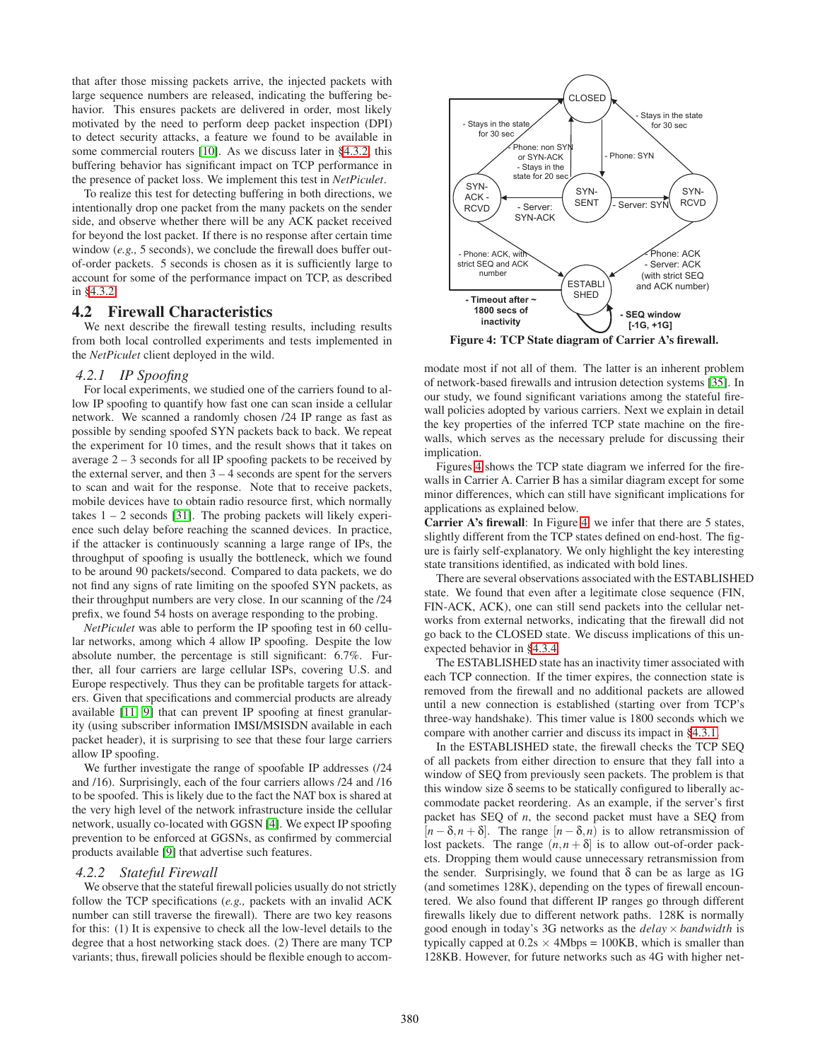that after those missing packets arrive, the injected packets with large sequence numbers are released, indicating the buffering behavior. This ensures packets are delivered in order, most likely motivated by the need to perform deep packet inspection (DPI) to detect security attacks, a feature we found to be available in some commercial routers [10]. As we discuss later in §4.3.2, this buffering behavior has significant impact on TCP performance in the presence of packet loss. We implement this test in *NetPiculet*.

To realize this test for detecting buffering in both directions, we intentionally drop one packet from the many packets on the sender side, and observe whether there will be any ACK packet received for beyond the lost packet. If there is no response after certain time window (*e.g.,* 5 seconds), we conclude the firewall does buffer out-of-order packets. 5 seconds is chosen as it is sufficiently large to account for some of the performance impact on TCP, as described in §4.3.2.

## 4.2 Firewall Characteristics

We next describe the firewall testing results, including results from both local controlled experiments and tests implemented in the *NetPiculet* client deployed in the wild.

### 4.2.1 IP Spoofing

For local experiments, we studied one of the carriers found to allow IP spoofing to quantify how fast one can scan inside a cellular network. We scanned a randomly chosen /24 IP range as fast as possible by sending spoofed SYN packets back to back. We repeat the experiment for 10 times, and the result shows that it takes on average 2 – 3 seconds for all IP spoofing packets to be received by the external server, and then 3 – 4 seconds are spent for the servers to scan and wait for the response. Note that to receive packets, mobile devices have to obtain radio resource first, which normally takes 1 – 2 seconds [31]. The probing packets will likely experience such delay before reaching the scanned devices. In practice, if the attacker is continuously scanning a large range of IPs, the throughput of spoofing is usually the bottleneck, which we found to be around 90 packets/second. Compared to data packets, we do not find any signs of rate limiting on the spoofed SYN packets, as their throughput numbers are very close. In our scanning of the /24 prefix, we found 54 hosts on average responding to the probing.

*NetPiculet* was able to perform the IP spoofing test in 60 cellular networks, among which 4 allow IP spoofing. Despite the low absolute number, the percentage is still significant: 6.7%. Further, all four carriers are large cellular ISPs, covering U.S. and Europe respectively. Thus they can be profitable targets for attackers. Given that specifications and commercial products are already available [11, 9] that can prevent IP spoofing at finest granularity (using subscriber information IMSI/MSISDN available in each packet header), it is surprising to see that these four large carriers allow IP spoofing.

We further investigate the range of spoofable IP addresses (/24 and /16). Surprisingly, each of the four carriers allows /24 and /16 to be spoofed. This is likely due to the fact the NAT box is shared at the very high level of the network infrastructure inside the cellular network, usually co-located with GGSN [4]. We expect IP spoofing prevention to be enforced at GGSNs, as confirmed by commercial products available [9] that advertise such features.

### 4.2.2 Stateful Firewall

We observe that the stateful firewall policies usually do not strictly follow the TCP specifications (*e.g.,* packets with an invalid ACK number can still traverse the firewall). There are two key reasons for this: (1) It is expensive to check all the low-level details to the degree that a host networking stack does. (2) There are many TCP variants; thus, firewall policies should be flexible enough to accommodate most if not all of them. The latter is an inherent problem of network-based firewalls and intrusion detection systems [35]. In our study, we found significant variations among the stateful firewall policies adopted by various carriers. Next we explain in detail the key properties of the inferred TCP state machine on the firewalls, which serves as the necessary prelude for discussing their implication.

**Figure 4: TCP State diagram of Carrier A's firewall.**

Figures 4 shows the TCP state diagram we inferred for the firewalls in Carrier A. Carrier B has a similar diagram except for some minor differences, which can still have significant implications for applications as explained below.

**Carrier A's firewall**: In Figure 4, we infer that there are 5 states, slightly different from the TCP states defined on end-host. The figure is fairly self-explanatory. We only highlight the key interesting state transitions identified, as indicated with bold lines.

There are several observations associated with the ESTABLISHED state. We found that even after a legitimate close sequence (FIN, FIN-ACK, ACK), one can still send packets into the cellular networks from external networks, indicating that the firewall did not go back to the CLOSED state. We discuss implications of this unexpected behavior in §4.3.4.

The ESTABLISHED state has an inactivity timer associated with each TCP connection. If the timer expires, the connection state is removed from the firewall and no additional packets are allowed until a new connection is established (starting over from TCP's three-way handshake). This timer value is 1800 seconds which we compare with another carrier and discuss its impact in §4.3.1.

In the ESTABLISHED state, the firewall checks the TCP SEQ of all packets from either direction to ensure that they fall into a window of SEQ from previously seen packets. The problem is that this window size $\delta$ seems to be statically configured to liberally accommodate packet reordering. As an example, if the server's first packet has SEQ of $n$, the second packet must have a SEQ from $[n-\delta, n+\delta]$. The range $[n-\delta, n)$ is to allow retransmission of lost packets. The range $(n, n+\delta]$ is to allow out-of-order packets. Dropping them would cause unnecessary retransmission from the sender. Surprisingly, we found that $\delta$ can be as large as 1G (and sometimes 128K), depending on the types of firewall encountered. We also found that different IP ranges go through different firewalls likely due to different network paths. 128K is normally good enough in today's 3G networks as the *delay* $\times$ *bandwidth* is typically capped at 0.2s $\times$ 4Mbps = 100KB, which is smaller than 128KB. However, for future networks such as 4G with higher net-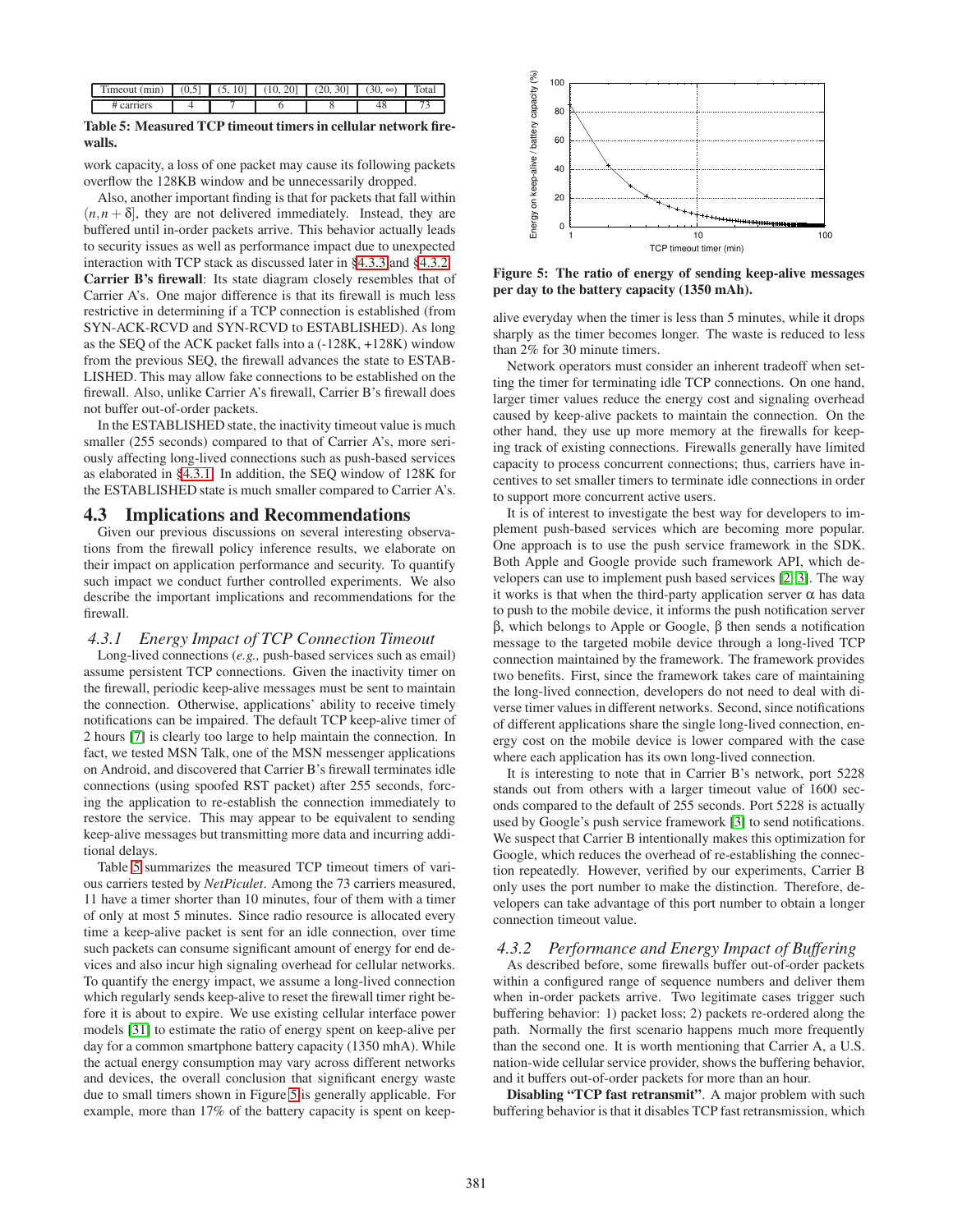| Timeout (min) | (0,5] | (5, 10] | (10, 20] | (20, 30] | (30, ∞) | Total |
|---|---|---|---|---|---|---|
| # carriers | 4 | 7 | 6 | 8 | 48 | 73 |

**Table 5: Measured TCP timeout timers in cellular network firewalls.**

work capacity, a loss of one packet may cause its following packets overflow the 128KB window and be unnecessarily dropped.

Also, another important finding is that for packets that fall within $(n, n+\delta]$, they are not delivered immediately. Instead, they are buffered until in-order packets arrive. This behavior actually leads to security issues as well as performance impact due to unexpected interaction with TCP stack as discussed later in §4.3.3 and §4.3.2.

**Carrier B's firewall**: Its state diagram closely resembles that of Carrier A's. One major difference is that its firewall is much less restrictive in determining if a TCP connection is established (from SYN-ACK-RCVD and SYN-RCVD to ESTABLISHED). As long as the SEQ of the ACK packet falls into a (-128K, +128K) window from the previous SEQ, the firewall advances the state to ESTABLISHED. This may allow fake connections to be established on the firewall. Also, unlike Carrier A's firewall, Carrier B's firewall does not buffer out-of-order packets.

In the ESTABLISHED state, the inactivity timeout value is much smaller (255 seconds) compared to that of Carrier A's, more seriously affecting long-lived connections such as push-based services as elaborated in §4.3.1. In addition, the SEQ window of 128K for the ESTABLISHED state is much smaller compared to Carrier A's.

## 4.3 Implications and Recommendations

Given our previous discussions on several interesting observations from the firewall policy inference results, we elaborate on their impact on application performance and security. To quantify such impact we conduct further controlled experiments. We also describe the important implications and recommendations for the firewall.

### *4.3.1 Energy Impact of TCP Connection Timeout*

Long-lived connections (*e.g.,* push-based services such as email) assume persistent TCP connections. Given the inactivity timer on the firewall, periodic keep-alive messages must be sent to maintain the connection. Otherwise, applications' ability to receive timely notifications can be impaired. The default TCP keep-alive timer of 2 hours [7] is clearly too large to help maintain the connection. In fact, we tested MSN Talk, one of the MSN messenger applications on Android, and discovered that Carrier B's firewall terminates idle connections (using spoofed RST packet) after 255 seconds, forcing the application to re-establish the connection immediately to restore the service. This may appear to be equivalent to sending keep-alive messages but transmitting more data and incurring additional delays.

Table 5 summarizes the measured TCP timeout timers of various carriers tested by *NetPiculet*. Among the 73 carriers measured, 11 have a timer shorter than 10 minutes, four of them with a timer of only at most 5 minutes. Since radio resource is allocated every time a keep-alive packet is sent for an idle connection, over time such packets can consume significant amount of energy for end devices and also incur high signaling overhead for cellular networks. To quantify the energy impact, we assume a long-lived connection which regularly sends keep-alive to reset the firewall timer right before it is about to expire. We use existing cellular interface power models [31] to estimate the ratio of energy spent on keep-alive per day for a common smartphone battery capacity (1350 mhA). While the actual energy consumption may vary across different networks and devices, the overall conclusion that significant energy waste due to small timers shown in Figure 5 is generally applicable. For example, more than 17% of the battery capacity is spent on keep-alive everyday when the timer is less than 5 minutes, while it drops sharply as the timer becomes longer. The waste is reduced to less than 2% for 30 minute timers.

**Figure 5: The ratio of energy of sending keep-alive messages per day to the battery capacity (1350 mAh).**

Network operators must consider an inherent tradeoff when setting the timer for terminating idle TCP connections. On one hand, larger timer values reduce the energy cost and signaling overhead caused by keep-alive packets to maintain the connection. On the other hand, they use up more memory at the firewalls for keeping track of existing connections. Firewalls generally have limited capacity to process concurrent connections; thus, carriers have incentives to set smaller timers to terminate idle connections in order to support more concurrent active users.

It is of interest to investigate the best way for developers to implement push-based services which are becoming more popular. One approach is to use the push service framework in the SDK. Both Apple and Google provide such framework API, which developers can use to implement push based services [2, 3]. The way it works is that when the third-party application server $\alpha$ has data to push to the mobile device, it informs the push notification server $\beta$, which belongs to Apple or Google, $\beta$ then sends a notification message to the targeted mobile device through a long-lived TCP connection maintained by the framework. The framework provides two benefits. First, since the framework takes care of maintaining the long-lived connection, developers do not need to deal with diverse timer values in different networks. Second, since notifications of different applications share the single long-lived connection, energy cost on the mobile device is lower compared with the case where each application has its own long-lived connection.

It is interesting to note that in Carrier B's network, port 5228 stands out from others with a larger timeout value of 1600 seconds compared to the default of 255 seconds. Port 5228 is actually used by Google's push service framework [3] to send notifications. We suspect that Carrier B intentionally makes this optimization for Google, which reduces the overhead of re-establishing the connection repeatedly. However, verified by our experiments, Carrier B only uses the port number to make the distinction. Therefore, developers can take advantage of this port number to obtain a longer connection timeout value.

### *4.3.2 Performance and Energy Impact of Buffering*

As described before, some firewalls buffer out-of-order packets within a configured range of sequence numbers and deliver them when in-order packets arrive. Two legitimate cases trigger such buffering behavior: 1) packet loss; 2) packets re-ordered along the path. Normally the first scenario happens much more frequently than the second one. It is worth mentioning that Carrier A, a U.S. nation-wide cellular service provider, shows the buffering behavior, and it buffers out-of-order packets for more than an hour.

**Disabling "TCP fast retransmit"**. A major problem with such buffering behavior is that it disables TCP fast retransmission, which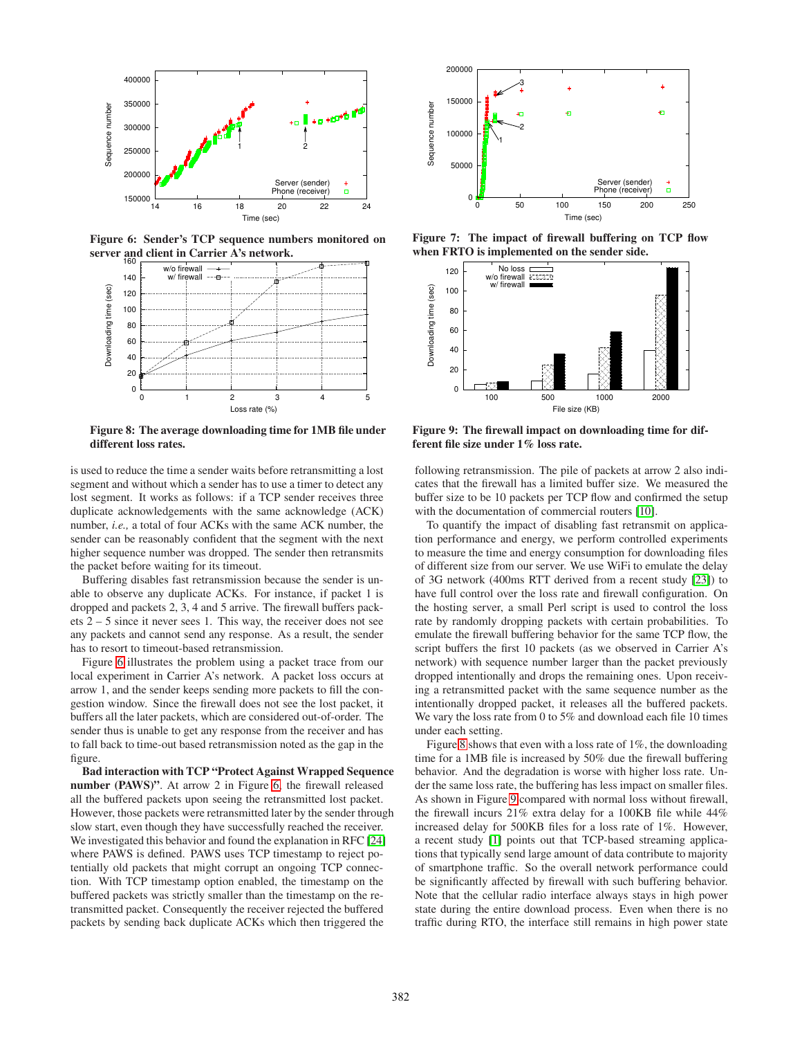Figure 6: Sender's TCP sequence numbers monitored on server and client in Carrier A's network.

Figure 7: The impact of firewall buffering on TCP flow when FRTO is implemented on the sender side.

Figure 8: The average downloading time for 1MB file under different loss rates.

Figure 9: The firewall impact on downloading time for different file size under 1% loss rate.

is used to reduce the time a sender waits before retransmitting a lost segment and without which a sender has to use a timer to detect any lost segment. It works as follows: if a TCP sender receives three duplicate acknowledgements with the same acknowledge (ACK) number, *i.e.,* a total of four ACKs with the same ACK number, the sender can be reasonably confident that the segment with the next higher sequence number was dropped. The sender then retransmits the packet before waiting for its timeout.

Buffering disables fast retransmission because the sender is unable to observe any duplicate ACKs. For instance, if packet 1 is dropped and packets 2, 3, 4 and 5 arrive. The firewall buffers packets 2 – 5 since it never sees 1. This way, the receiver does not see any packets and cannot send any response. As a result, the sender has to resort to timeout-based retransmission.

Figure 6 illustrates the problem using a packet trace from our local experiment in Carrier A's network. A packet loss occurs at arrow 1, and the sender keeps sending more packets to fill the congestion window. Since the firewall does not see the lost packet, it buffers all the later packets, which are considered out-of-order. The sender thus is unable to get any response from the receiver and has to fall back to time-out based retransmission noted as the gap in the figure.

**Bad interaction with TCP "Protect Against Wrapped Sequence number (PAWS)".** At arrow 2 in Figure 6, the firewall released all the buffered packets upon seeing the retransmitted lost packet. However, those packets were retransmitted later by the sender through slow start, even though they have successfully reached the receiver. We investigated this behavior and found the explanation in RFC [24] where PAWS is defined. PAWS uses TCP timestamp to reject potentially old packets that might corrupt an ongoing TCP connection. With TCP timestamp option enabled, the timestamp on the buffered packets was strictly smaller than the timestamp on the retransmitted packet. Consequently the receiver rejected the buffered packets by sending back duplicate ACKs which then triggered the following retransmission. The pile of packets at arrow 2 also indicates that the firewall has a limited buffer size. We measured the buffer size to be 10 packets per TCP flow and confirmed the setup with the documentation of commercial routers [10].

To quantify the impact of disabling fast retransmit on application performance and energy, we perform controlled experiments to measure the time and energy consumption for downloading files of different size from our server. We use WiFi to emulate the delay of 3G network (400ms RTT derived from a recent study [23]) to have full control over the loss rate and firewall configuration. On the hosting server, a small Perl script is used to control the loss rate by randomly dropping packets with certain probabilities. To emulate the firewall buffering behavior for the same TCP flow, the script buffers the first 10 packets (as we observed in Carrier A's network) with sequence number larger than the packet previously dropped intentionally and drops the remaining ones. Upon receiving a retransmitted packet with the same sequence number as the intentionally dropped packet, it releases all the buffered packets. We vary the loss rate from 0 to 5% and download each file 10 times under each setting.

Figure 8 shows that even with a loss rate of 1%, the downloading time for a 1MB file is increased by 50% due the firewall buffering behavior. And the degradation is worse with higher loss rate. Under the same loss rate, the buffering has less impact on smaller files. As shown in Figure 9 compared with normal loss without firewall, the firewall incurs 21% extra delay for a 100KB file while 44% increased delay for 500KB files for a loss rate of 1%. However, a recent study [1] points out that TCP-based streaming applications that typically send large amount of data contribute to majority of smartphone traffic. So the overall network performance could be significantly affected by firewall with such buffering behavior. Note that the cellular radio interface always stays in high power state during the entire download process. Even when there is no traffic during RTO, the interface still remains in high power state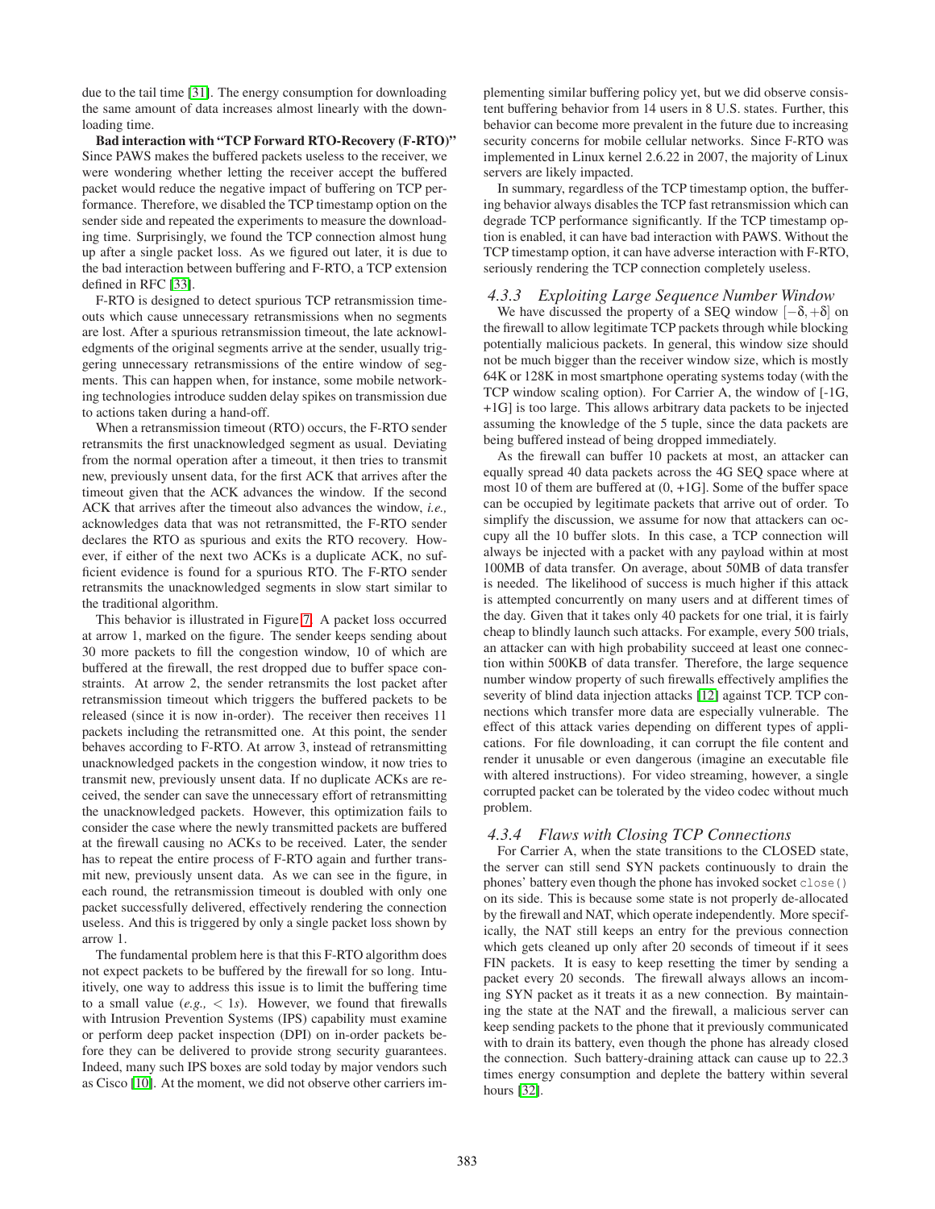due to the tail time [31]. The energy consumption for downloading the same amount of data increases almost linearly with the downloading time.

**Bad interaction with "TCP Forward RTO-Recovery (F-RTO)"** Since PAWS makes the buffered packets useless to the receiver, we were wondering whether letting the receiver accept the buffered packet would reduce the negative impact of buffering on TCP performance. Therefore, we disabled the TCP timestamp option on the sender side and repeated the experiments to measure the downloading time. Surprisingly, we found the TCP connection almost hung up after a single packet loss. As we figured out later, it is due to the bad interaction between buffering and F-RTO, a TCP extension defined in RFC [33].

F-RTO is designed to detect spurious TCP retransmission timeouts which cause unnecessary retransmissions when no segments are lost. After a spurious retransmission timeout, the late acknowledgments of the original segments arrive at the sender, usually triggering unnecessary retransmissions of the entire window of segments. This can happen when, for instance, some mobile networking technologies introduce sudden delay spikes on transmission due to actions taken during a hand-off.

When a retransmission timeout (RTO) occurs, the F-RTO sender retransmits the first unacknowledged segment as usual. Deviating from the normal operation after a timeout, it then tries to transmit new, previously unsent data, for the first ACK that arrives after the timeout given that the ACK advances the window. If the second ACK that arrives after the timeout also advances the window, *i.e.,* acknowledges data that was not retransmitted, the F-RTO sender declares the RTO as spurious and exits the RTO recovery. However, if either of the next two ACKs is a duplicate ACK, no sufficient evidence is found for a spurious RTO. The F-RTO sender retransmits the unacknowledged segments in slow start similar to the traditional algorithm.

This behavior is illustrated in Figure 7. A packet loss occurred at arrow 1, marked on the figure. The sender keeps sending about 30 more packets to fill the congestion window, 10 of which are buffered at the firewall, the rest dropped due to buffer space constraints. At arrow 2, the sender retransmits the lost packet after retransmission timeout which triggers the buffered packets to be released (since it is now in-order). The receiver then receives 11 packets including the retransmitted one. At this point, the sender behaves according to F-RTO. At arrow 3, instead of retransmitting unacknowledged packets in the congestion window, it now tries to transmit new, previously unsent data. If no duplicate ACKs are received, the sender can save the unnecessary effort of retransmitting the unacknowledged packets. However, this optimization fails to consider the case where the newly transmitted packets are buffered at the firewall causing no ACKs to be received. Later, the sender has to repeat the entire process of F-RTO again and further transmit new, previously unsent data. As we can see in the figure, in each round, the retransmission timeout is doubled with only one packet successfully delivered, effectively rendering the connection useless. And this is triggered by only a single packet loss shown by arrow 1.

The fundamental problem here is that this F-RTO algorithm does not expect packets to be buffered by the firewall for so long. Intuitively, one way to address this issue is to limit the buffering time to a small value (*e.g.,* $< 1s$). However, we found that firewalls with Intrusion Prevention Systems (IPS) capability must examine or perform deep packet inspection (DPI) on in-order packets before they can be delivered to provide strong security guarantees. Indeed, many such IPS boxes are sold today by major vendors such as Cisco [10]. At the moment, we did not observe other carriers implementing similar buffering policy yet, but we did observe consistent buffering behavior from 14 users in 8 U.S. states. Further, this behavior can become more prevalent in the future due to increasing security concerns for mobile cellular networks. Since F-RTO was implemented in Linux kernel 2.6.22 in 2007, the majority of Linux servers are likely impacted.

In summary, regardless of the TCP timestamp option, the buffering behavior always disables the TCP fast retransmission which can degrade TCP performance significantly. If the TCP timestamp option is enabled, it can have bad interaction with PAWS. Without the TCP timestamp option, it can have adverse interaction with F-RTO, seriously rendering the TCP connection completely useless.

### *4.3.3 Exploiting Large Sequence Number Window*

We have discussed the property of a SEQ window $[-\delta, +\delta]$ on the firewall to allow legitimate TCP packets through while blocking potentially malicious packets. In general, this window size should not be much bigger than the receiver window size, which is mostly 64K or 128K in most smartphone operating systems today (with the TCP window scaling option). For Carrier A, the window of [-1G, +1G] is too large. This allows arbitrary data packets to be injected assuming the knowledge of the 5 tuple, since the data packets are being buffered instead of being dropped immediately.

As the firewall can buffer 10 packets at most, an attacker can equally spread 40 data packets across the 4G SEQ space where at most 10 of them are buffered at (0, +1G]. Some of the buffer space can be occupied by legitimate packets that arrive out of order. To simplify the discussion, we assume for now that attackers can occupy all the 10 buffer slots. In this case, a TCP connection will always be injected with a packet with any payload within at most 100MB of data transfer. On average, about 50MB of data transfer is needed. The likelihood of success is much higher if this attack is attempted concurrently on many users and at different times of the day. Given that it takes only 40 packets for one trial, it is fairly cheap to blindly launch such attacks. For example, every 500 trials, an attacker can with high probability succeed at least one connection within 500KB of data transfer. Therefore, the large sequence number window property of such firewalls effectively amplifies the severity of blind data injection attacks [12] against TCP. TCP connections which transfer more data are especially vulnerable. The effect of this attack varies depending on different types of applications. For file downloading, it can corrupt the file content and render it unusable or even dangerous (imagine an executable file with altered instructions). For video streaming, however, a single corrupted packet can be tolerated by the video codec without much problem.

### *4.3.4 Flaws with Closing TCP Connections*

For Carrier A, when the state transitions to the CLOSED state, the server can still send SYN packets continuously to drain the phones' battery even though the phone has invoked socket `close()` on its side. This is because some state is not properly de-allocated by the firewall and NAT, which operate independently. More specifically, the NAT still keeps an entry for the previous connection which gets cleaned up only after 20 seconds of timeout if it sees FIN packets. It is easy to keep resetting the timer by sending a packet every 20 seconds. The firewall always allows an incoming SYN packet as it treats it as a new connection. By maintaining the state at the NAT and the firewall, a malicious server can keep sending packets to the phone that it previously communicated with to drain its battery, even though the phone has already closed the connection. Such battery-draining attack can cause up to 22.3 times energy consumption and deplete the battery within several hours [32].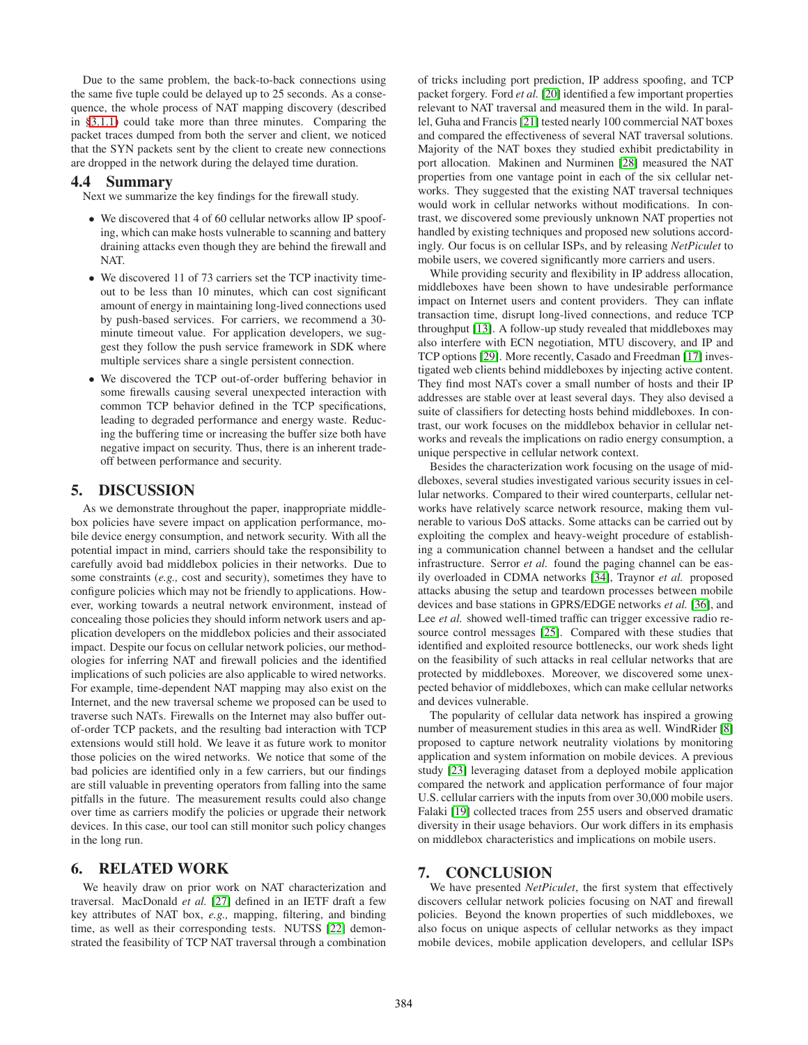Due to the same problem, the back-to-back connections using the same five tuple could be delayed up to 25 seconds. As a consequence, the whole process of NAT mapping discovery (described in §3.1.1) could take more than three minutes. Comparing the packet traces dumped from both the server and client, we noticed that the SYN packets sent by the client to create new connections are dropped in the network during the delayed time duration.

### 4.4 Summary

Next we summarize the key findings for the firewall study.

- We discovered that 4 of 60 cellular networks allow IP spoofing, which can make hosts vulnerable to scanning and battery draining attacks even though they are behind the firewall and NAT.
- We discovered 11 of 73 carriers set the TCP inactivity timeout to be less than 10 minutes, which can cost significant amount of energy in maintaining long-lived connections used by push-based services. For carriers, we recommend a 30-minute timeout value. For application developers, we suggest they follow the push service framework in SDK where multiple services share a single persistent connection.
- We discovered the TCP out-of-order buffering behavior in some firewalls causing several unexpected interaction with common TCP behavior defined in the TCP specifications, leading to degraded performance and energy waste. Reducing the buffering time or increasing the buffer size both have negative impact on security. Thus, there is an inherent tradeoff between performance and security.

## 5. DISCUSSION

As we demonstrate throughout the paper, inappropriate middlebox policies have severe impact on application performance, mobile device energy consumption, and network security. With all the potential impact in mind, carriers should take the responsibility to carefully avoid bad middlebox policies in their networks. Due to some constraints (*e.g.,* cost and security), sometimes they have to configure policies which may not be friendly to applications. However, working towards a neutral network environment, instead of concealing those policies they should inform network users and application developers on the middlebox policies and their associated impact. Despite our focus on cellular network policies, our methodologies for inferring NAT and firewall policies and the identified implications of such policies are also applicable to wired networks. For example, time-dependent NAT mapping may also exist on the Internet, and the new traversal scheme we proposed can be used to traverse such NATs. Firewalls on the Internet may also buffer out-of-order TCP packets, and the resulting bad interaction with TCP extensions would still hold. We leave it as future work to monitor those policies on the wired networks. We notice that some of the bad policies are identified only in a few carriers, but our findings are still valuable in preventing operators from falling into the same pitfalls in the future. The measurement results could also change over time as carriers modify the policies or upgrade their network devices. In this case, our tool can still monitor such policy changes in the long run.

## 6. RELATED WORK

We heavily draw on prior work on NAT characterization and traversal. MacDonald *et al.* [27] defined in an IETF draft a few key attributes of NAT box, *e.g.,* mapping, filtering, and binding time, as well as their corresponding tests. NUTSS [22] demonstrated the feasibility of TCP NAT traversal through a combination of tricks including port prediction, IP address spoofing, and TCP packet forgery. Ford *et al.* [20] identified a few important properties relevant to NAT traversal and measured them in the wild. In parallel, Guha and Francis [21] tested nearly 100 commercial NAT boxes and compared the effectiveness of several NAT traversal solutions. Majority of the NAT boxes they studied exhibit predictability in port allocation. Makinen and Nurminen [28] measured the NAT properties from one vantage point in each of the six cellular networks. They suggested that the existing NAT traversal techniques would work in cellular networks without modifications. In contrast, we discovered some previously unknown NAT properties not handled by existing techniques and proposed new solutions accordingly. Our focus is on cellular ISPs, and by releasing *NetPiculet* to mobile users, we covered significantly more carriers and users.

While providing security and flexibility in IP address allocation, middleboxes have been shown to have undesirable performance impact on Internet users and content providers. They can inflate transaction time, disrupt long-lived connections, and reduce TCP throughput [13]. A follow-up study revealed that middleboxes may also interfere with ECN negotiation, MTU discovery, and IP and TCP options [29]. More recently, Casado and Freedman [17] investigated web clients behind middleboxes by injecting active content. They find most NATs cover a small number of hosts and their IP addresses are stable over at least several days. They also devised a suite of classifiers for detecting hosts behind middleboxes. In contrast, our work focuses on the middlebox behavior in cellular networks and reveals the implications on radio energy consumption, a unique perspective in cellular network context.

Besides the characterization work focusing on the usage of middleboxes, several studies investigated various security issues in cellular networks. Compared to their wired counterparts, cellular networks have relatively scarce network resource, making them vulnerable to various DoS attacks. Some attacks can be carried out by exploiting the complex and heavy-weight procedure of establishing a communication channel between a handset and the cellular infrastructure. Serror *et al.* found the paging channel can be easily overloaded in CDMA networks [34], Traynor *et al.* proposed attacks abusing the setup and teardown processes between mobile devices and base stations in GPRS/EDGE networks *et al.* [36], and Lee *et al.* showed well-timed traffic can trigger excessive radio resource control messages [25]. Compared with these studies that identified and exploited resource bottlenecks, our work sheds light on the feasibility of such attacks in real cellular networks that are protected by middleboxes. Moreover, we discovered some unexpected behavior of middleboxes, which can make cellular networks and devices vulnerable.

The popularity of cellular data network has inspired a growing number of measurement studies in this area as well. WindRider [8] proposed to capture network neutrality violations by monitoring application and system information on mobile devices. A previous study [23] leveraging dataset from a deployed mobile application compared the network and application performance of four major U.S. cellular carriers with the inputs from over 30,000 mobile users. Falaki [19] collected traces from 255 users and observed dramatic diversity in their usage behaviors. Our work differs in its emphasis on middlebox characteristics and implications on mobile users.

## 7. CONCLUSION

We have presented *NetPiculet*, the first system that effectively discovers cellular network policies focusing on NAT and firewall policies. Beyond the known properties of such middleboxes, we also focus on unique aspects of cellular networks as they impact mobile devices, mobile application developers, and cellular ISPs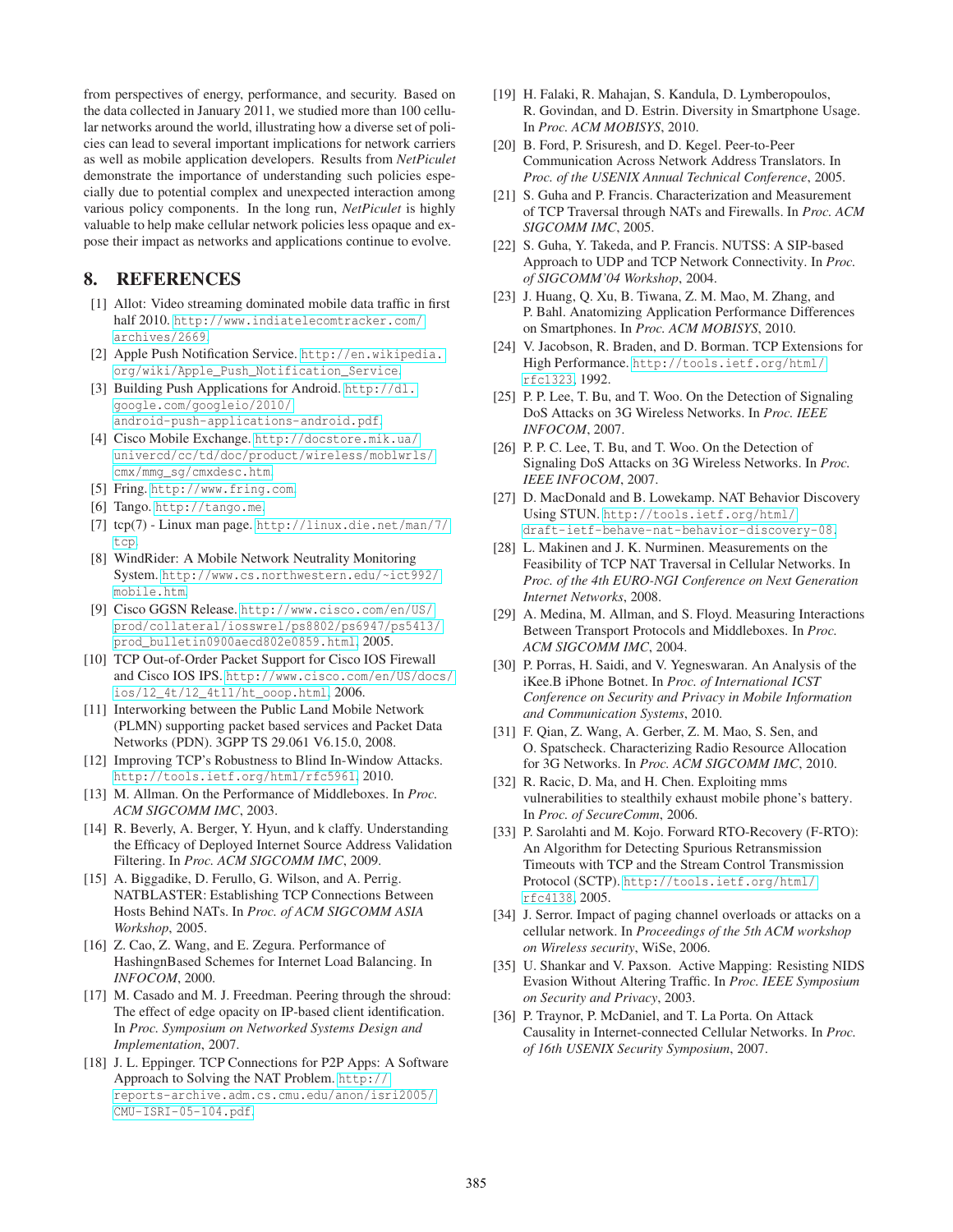from perspectives of energy, performance, and security. Based on the data collected in January 2011, we studied more than 100 cellular networks around the world, illustrating how a diverse set of policies can lead to several important implications for network carriers as well as mobile application developers. Results from *NetPiculet* demonstrate the importance of understanding such policies especially due to potential complex and unexpected interaction among various policy components. In the long run, *NetPiculet* is highly valuable to help make cellular network policies less opaque and expose their impact as networks and applications continue to evolve.

## 8. REFERENCES

[1] Allot: Video streaming dominated mobile data traffic in first half 2010. http://www.indiatelecomtracker.com/archives/2669.

[2] Apple Push Notification Service. http://en.wikipedia.org/wiki/Apple_Push_Notification_Service.

[3] Building Push Applications for Android. http://dl.google.com/googleio/2010/android-push-applications-android.pdf.

[4] Cisco Mobile Exchange. http://docstore.mik.ua/univercd/cc/td/doc/product/wireless/moblwrls/cmx/mmg_sg/cmxdesc.htm.

[5] Fring. http://www.fring.com.

[6] Tango. http://tango.me.

[7] tcp(7) - Linux man page. http://linux.die.net/man/7/tcp.

[8] WindRider: A Mobile Network Neutrality Monitoring System. http://www.cs.northwestern.edu/~ict992/mobile.htm.

[9] Cisco GGSN Release. http://www.cisco.com/en/US/prod/collateral/iosswrel/ps8802/ps6947/ps5413/prod_bulletin0900aecd802e0859.html, 2005.

[10] TCP Out-of-Order Packet Support for Cisco IOS Firewall and Cisco IOS IPS. http://www.cisco.com/en/US/docs/ios/12_4t/12_4t11/ht_ooop.html, 2006.

[11] Interworking between the Public Land Mobile Network (PLMN) supporting packet based services and Packet Data Networks (PDN). 3GPP TS 29.061 V6.15.0, 2008.

[12] Improving TCP's Robustness to Blind In-Window Attacks. http://tools.ietf.org/html/rfc5961, 2010.

[13] M. Allman. On the Performance of Middleboxes. In *Proc. ACM SIGCOMM IMC*, 2003.

[14] R. Beverly, A. Berger, Y. Hyun, and k claffy. Understanding the Efficacy of Deployed Internet Source Address Validation Filtering. In *Proc. ACM SIGCOMM IMC*, 2009.

[15] A. Biggadike, D. Ferullo, G. Wilson, and A. Perrig. NATBLASTER: Establishing TCP Connections Between Hosts Behind NATs. In *Proc. of ACM SIGCOMM ASIA Workshop*, 2005.

[16] Z. Cao, Z. Wang, and E. Zegura. Performance of HashingnBased Schemes for Internet Load Balancing. In *INFOCOM*, 2000.

[17] M. Casado and M. J. Freedman. Peering through the shroud: The effect of edge opacity on IP-based client identification. In *Proc. Symposium on Networked Systems Design and Implementation*, 2007.

[18] J. L. Eppinger. TCP Connections for P2P Apps: A Software Approach to Solving the NAT Problem. http://reports-archive.adm.cs.cmu.edu/anon/isri2005/CMU-ISRI-05-104.pdf.

[19] H. Falaki, R. Mahajan, S. Kandula, D. Lymberopoulos, R. Govindan, and D. Estrin. Diversity in Smartphone Usage. In *Proc. ACM MOBISYS*, 2010.

[20] B. Ford, P. Srisuresh, and D. Kegel. Peer-to-Peer Communication Across Network Address Translators. In *Proc. of the USENIX Annual Technical Conference*, 2005.

[21] S. Guha and P. Francis. Characterization and Measurement of TCP Traversal through NATs and Firewalls. In *Proc. ACM SIGCOMM IMC*, 2005.

[22] S. Guha, Y. Takeda, and P. Francis. NUTSS: A SIP-based Approach to UDP and TCP Network Connectivity. In *Proc. of SIGCOMM'04 Workshop*, 2004.

[23] J. Huang, Q. Xu, B. Tiwana, Z. M. Mao, M. Zhang, and P. Bahl. Anatomizing Application Performance Differences on Smartphones. In *Proc. ACM MOBISYS*, 2010.

[24] V. Jacobson, R. Braden, and D. Borman. TCP Extensions for High Performance. http://tools.ietf.org/html/rfc1323, 1992.

[25] P. P. Lee, T. Bu, and T. Woo. On the Detection of Signaling DoS Attacks on 3G Wireless Networks. In *Proc. IEEE INFOCOM*, 2007.

[26] P. P. C. Lee, T. Bu, and T. Woo. On the Detection of Signaling DoS Attacks on 3G Wireless Networks. In *Proc. IEEE INFOCOM*, 2007.

[27] D. MacDonald and B. Lowekamp. NAT Behavior Discovery Using STUN. http://tools.ietf.org/html/draft-ietf-behave-nat-behavior-discovery-08.

[28] L. Makinen and J. K. Nurminen. Measurements on the Feasibility of TCP NAT Traversal in Cellular Networks. In *Proc. of the 4th EURO-NGI Conference on Next Generation Internet Networks*, 2008.

[29] A. Medina, M. Allman, and S. Floyd. Measuring Interactions Between Transport Protocols and Middleboxes. In *Proc. ACM SIGCOMM IMC*, 2004.

[30] P. Porras, H. Saidi, and V. Yegneswaran. An Analysis of the iKee.B iPhone Botnet. In *Proc. of International ICST Conference on Security and Privacy in Mobile Information and Communication Systems*, 2010.

[31] F. Qian, Z. Wang, A. Gerber, Z. M. Mao, S. Sen, and O. Spatscheck. Characterizing Radio Resource Allocation for 3G Networks. In *Proc. ACM SIGCOMM IMC*, 2010.

[32] R. Racic, D. Ma, and H. Chen. Exploiting mms vulnerabilities to stealthily exhaust mobile phone's battery. In *Proc. of SecureComm*, 2006.

[33] P. Sarolahti and M. Kojo. Forward RTO-Recovery (F-RTO): An Algorithm for Detecting Spurious Retransmission Timeouts with TCP and the Stream Control Transmission Protocol (SCTP). http://tools.ietf.org/html/rfc4138, 2005.

[34] J. Serror. Impact of paging channel overloads or attacks on a cellular network. In *Proceedings of the 5th ACM workshop on Wireless security*, WiSe, 2006.

[35] U. Shankar and V. Paxson. Active Mapping: Resisting NIDS Evasion Without Altering Traffic. In *Proc. IEEE Symposium on Security and Privacy*, 2003.

[36] P. Traynor, P. McDaniel, and T. La Porta. On Attack Causality in Internet-connected Cellular Networks. In *Proc. of 16th USENIX Security Symposium*, 2007.